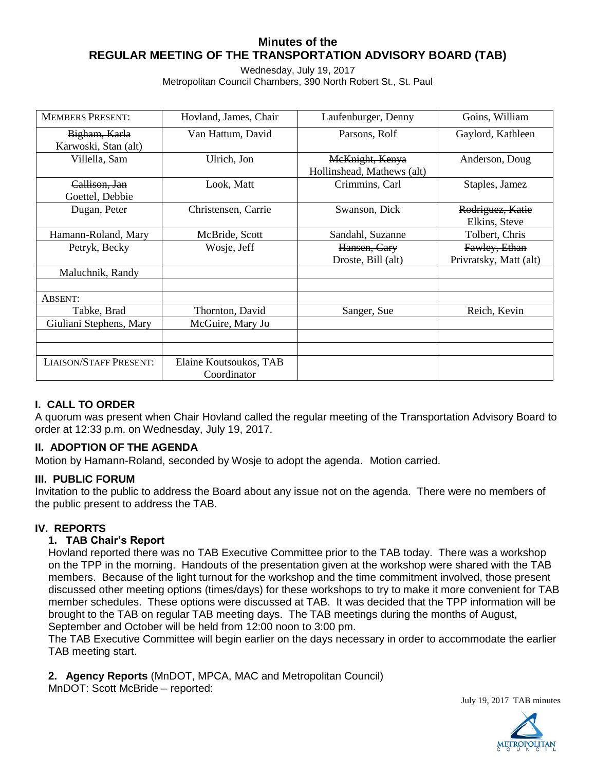# Minutes of the
# REGULAR MEETING OF THE TRANSPORTATION ADVISORY BOARD (TAB)

Wednesday, July 19, 2017
Metropolitan Council Chambers, 390 North Robert St., St. Paul

| MEMBERS PRESENT: | Hovland, James, Chair | Laufenburger, Denny | Goins, William |
|---|---|---|---|
| ~~Bigham, Karla~~ Karwoski, Stan (alt) | Van Hattum, David | Parsons, Rolf | Gaylord, Kathleen |
| Villella, Sam | Ulrich, Jon | ~~McKnight, Kenya~~ Hollinshead, Mathews (alt) | Anderson, Doug |
| ~~Callison, Jan~~ Goettel, Debbie | Look, Matt | Crimmins, Carl | Staples, Jamez |
| Dugan, Peter | Christensen, Carrie | Swanson, Dick | ~~Rodriguez, Katie~~ Elkins, Steve |
| Hamann-Roland, Mary | McBride, Scott | Sandahl, Suzanne | Tolbert, Chris |
| Petryk, Becky | Wosje, Jeff | ~~Hansen, Gary~~ Droste, Bill (alt) | ~~Fawley, Ethan~~ Privratsky, Matt (alt) |
| Maluchnik, Randy | | | |
| | | | |
| ABSENT: | | | |
| Tabke, Brad | Thornton, David | Sanger, Sue | Reich, Kevin |
| Giuliani Stephens, Mary | McGuire, Mary Jo | | |
| | | | |
| | | | |
| LIAISON/STAFF PRESENT: | Elaine Koutsoukos, TAB Coordinator | | |

## I. CALL TO ORDER

A quorum was present when Chair Hovland called the regular meeting of the Transportation Advisory Board to order at 12:33 p.m. on Wednesday, July 19, 2017.

## II. ADOPTION OF THE AGENDA

Motion by Hamann-Roland, seconded by Wosje to adopt the agenda. Motion carried.

## III. PUBLIC FORUM

Invitation to the public to address the Board about any issue not on the agenda. There were no members of the public present to address the TAB.

## IV. REPORTS

### 1. TAB Chair's Report

Hovland reported there was no TAB Executive Committee prior to the TAB today. There was a workshop on the TPP in the morning. Handouts of the presentation given at the workshop were shared with the TAB members. Because of the light turnout for the workshop and the time commitment involved, those present discussed other meeting options (times/days) for these workshops to try to make it more convenient for TAB member schedules. These options were discussed at TAB. It was decided that the TPP information will be brought to the TAB on regular TAB meeting days. The TAB meetings during the months of August, September and October will be held from 12:00 noon to 3:00 pm.

The TAB Executive Committee will begin earlier on the days necessary in order to accommodate the earlier TAB meeting start.

### 2. Agency Reports (MnDOT, MPCA, MAC and Metropolitan Council)

MnDOT: Scott McBride – reported: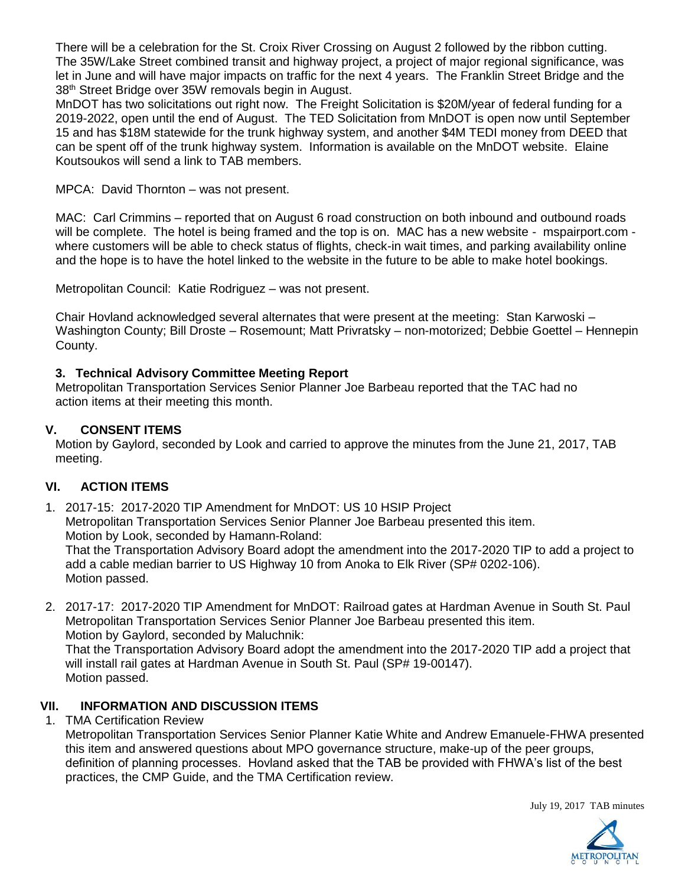There will be a celebration for the St. Croix River Crossing on August 2 followed by the ribbon cutting. The 35W/Lake Street combined transit and highway project, a project of major regional significance, was let in June and will have major impacts on traffic for the next 4 years. The Franklin Street Bridge and the 38th Street Bridge over 35W removals begin in August.

MnDOT has two solicitations out right now. The Freight Solicitation is \$20M/year of federal funding for a 2019-2022, open until the end of August. The TED Solicitation from MnDOT is open now until September 15 and has \$18M statewide for the trunk highway system, and another \$4M TEDI money from DEED that can be spent off of the trunk highway system. Information is available on the MnDOT website. Elaine Koutsoukos will send a link to TAB members.

MPCA: David Thornton – was not present.

MAC: Carl Crimmins – reported that on August 6 road construction on both inbound and outbound roads will be complete. The hotel is being framed and the top is on. MAC has a new website - mspairport.com - where customers will be able to check status of flights, check-in wait times, and parking availability online and the hope is to have the hotel linked to the website in the future to be able to make hotel bookings.

Metropolitan Council: Katie Rodriguez – was not present.

Chair Hovland acknowledged several alternates that were present at the meeting: Stan Karwoski – Washington County; Bill Droste – Rosemount; Matt Privratsky – non-motorized; Debbie Goettel – Hennepin County.

### 3. Technical Advisory Committee Meeting Report

Metropolitan Transportation Services Senior Planner Joe Barbeau reported that the TAC had no action items at their meeting this month.

## V. CONSENT ITEMS

Motion by Gaylord, seconded by Look and carried to approve the minutes from the June 21, 2017, TAB meeting.

## VI. ACTION ITEMS

1. 2017-15: 2017-2020 TIP Amendment for MnDOT: US 10 HSIP Project
   Metropolitan Transportation Services Senior Planner Joe Barbeau presented this item.
   Motion by Look, seconded by Hamann-Roland:
   That the Transportation Advisory Board adopt the amendment into the 2017-2020 TIP to add a project to add a cable median barrier to US Highway 10 from Anoka to Elk River (SP# 0202-106).
   Motion passed.

2. 2017-17: 2017-2020 TIP Amendment for MnDOT: Railroad gates at Hardman Avenue in South St. Paul
   Metropolitan Transportation Services Senior Planner Joe Barbeau presented this item.
   Motion by Gaylord, seconded by Maluchnik:
   That the Transportation Advisory Board adopt the amendment into the 2017-2020 TIP add a project that will install rail gates at Hardman Avenue in South St. Paul (SP# 19-00147).
   Motion passed.

## VII. INFORMATION AND DISCUSSION ITEMS

1. TMA Certification Review
   Metropolitan Transportation Services Senior Planner Katie White and Andrew Emanuele-FHWA presented this item and answered questions about MPO governance structure, make-up of the peer groups, definition of planning processes. Hovland asked that the TAB be provided with FHWA's list of the best practices, the CMP Guide, and the TMA Certification review.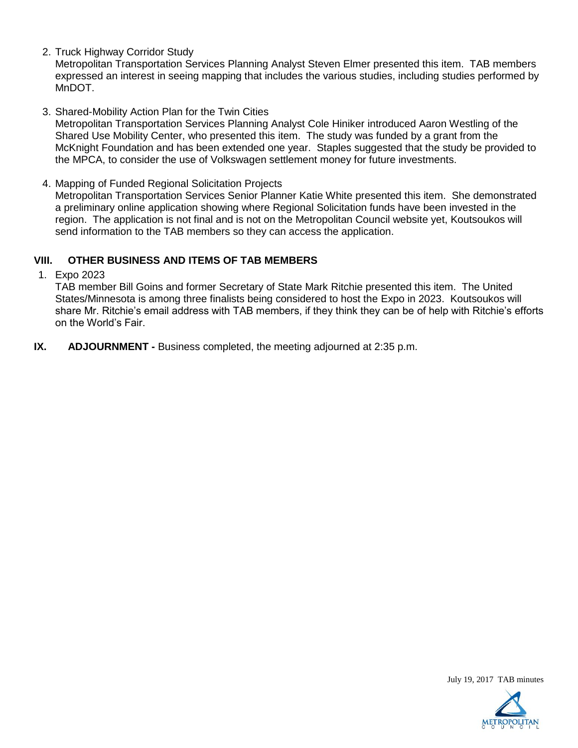2. Truck Highway Corridor Study
   Metropolitan Transportation Services Planning Analyst Steven Elmer presented this item. TAB members expressed an interest in seeing mapping that includes the various studies, including studies performed by MnDOT.

3. Shared-Mobility Action Plan for the Twin Cities
   Metropolitan Transportation Services Planning Analyst Cole Hiniker introduced Aaron Westling of the Shared Use Mobility Center, who presented this item. The study was funded by a grant from the McKnight Foundation and has been extended one year. Staples suggested that the study be provided to the MPCA, to consider the use of Volkswagen settlement money for future investments.

4. Mapping of Funded Regional Solicitation Projects
   Metropolitan Transportation Services Senior Planner Katie White presented this item. She demonstrated a preliminary online application showing where Regional Solicitation funds have been invested in the region. The application is not final and is not on the Metropolitan Council website yet, Koutsoukos will send information to the TAB members so they can access the application.

## VIII. OTHER BUSINESS AND ITEMS OF TAB MEMBERS

1. Expo 2023
   TAB member Bill Goins and former Secretary of State Mark Ritchie presented this item. The United States/Minnesota is among three finalists being considered to host the Expo in 2023. Koutsoukos will share Mr. Ritchie's email address with TAB members, if they think they can be of help with Ritchie's efforts on the World's Fair.

## IX. ADJOURNMENT - Business completed, the meeting adjourned at 2:35 p.m.